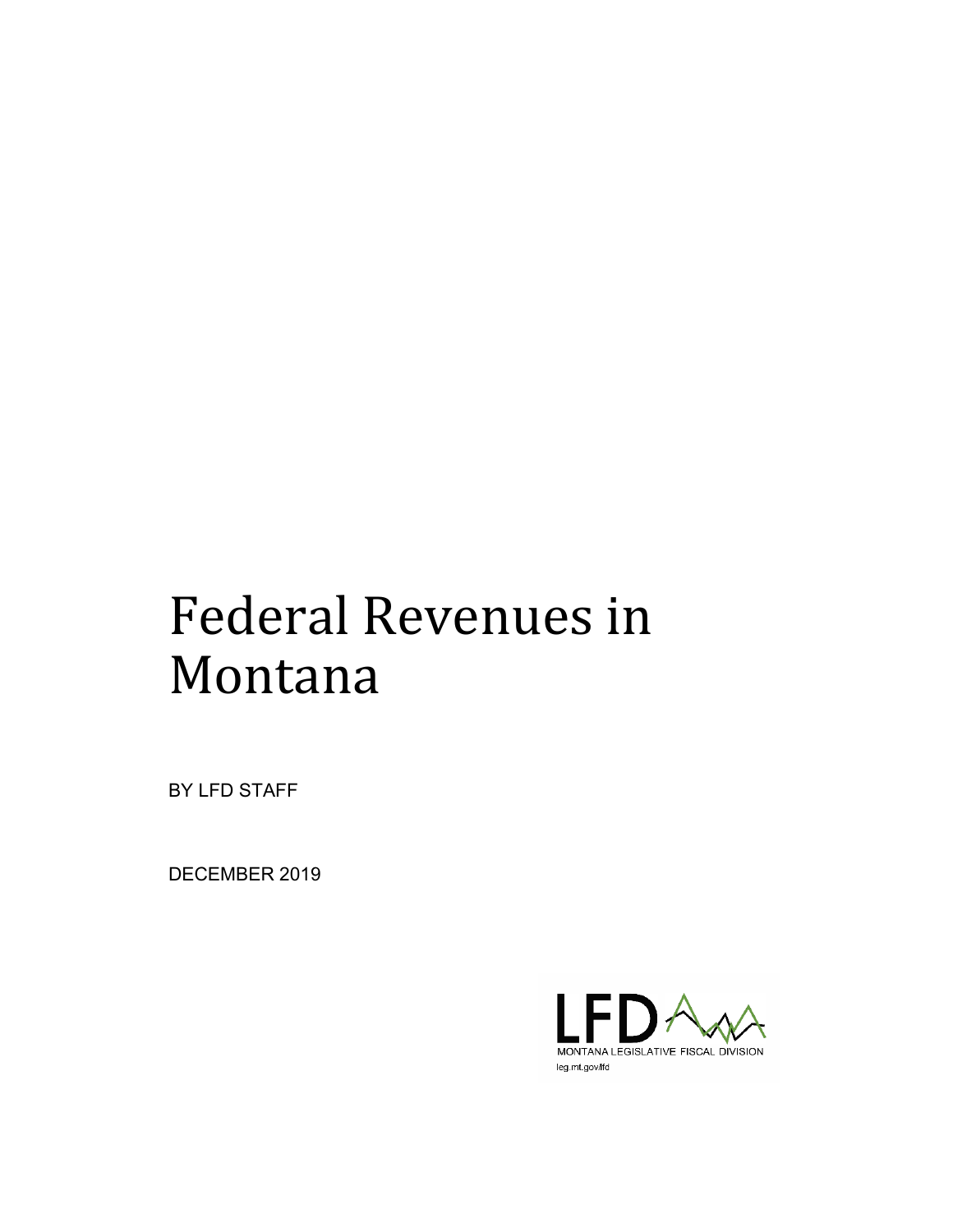# Federal Revenues in Montana

BY LFD STAFF

DECEMBER 2019

LFD

MONTANA LEGISLATIVE FISCAL DIVISION

leg.mt.gov/lfd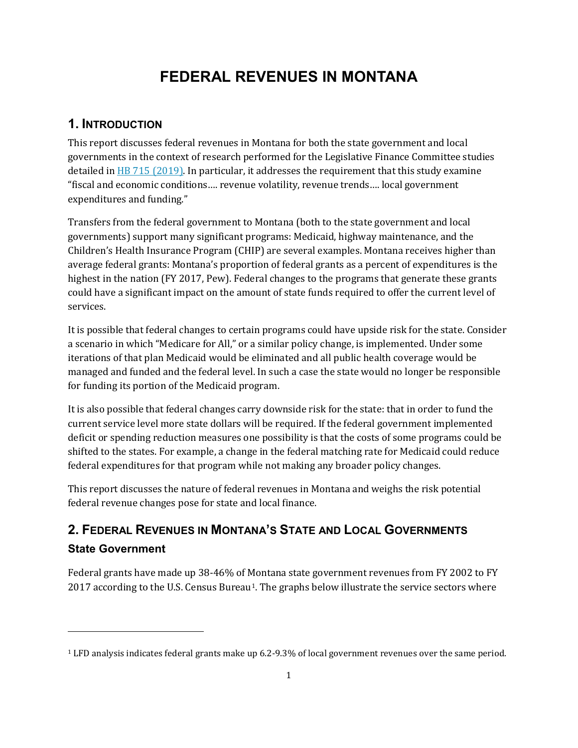# FEDERAL REVENUES IN MONTANA

## 1. Introduction

This report discusses federal revenues in Montana for both the state government and local governments in the context of research performed for the Legislative Finance Committee studies detailed in [HB 715 (2019)](). In particular, it addresses the requirement that this study examine "fiscal and economic conditions…. revenue volatility, revenue trends…. local government expenditures and funding."

Transfers from the federal government to Montana (both to the state government and local governments) support many significant programs: Medicaid, highway maintenance, and the Children's Health Insurance Program (CHIP) are several examples. Montana receives higher than average federal grants: Montana's proportion of federal grants as a percent of expenditures is the highest in the nation (FY 2017, Pew). Federal changes to the programs that generate these grants could have a significant impact on the amount of state funds required to offer the current level of services.

It is possible that federal changes to certain programs could have upside risk for the state. Consider a scenario in which "Medicare for All," or a similar policy change, is implemented. Under some iterations of that plan Medicaid would be eliminated and all public health coverage would be managed and funded and the federal level. In such a case the state would no longer be responsible for funding its portion of the Medicaid program.

It is also possible that federal changes carry downside risk for the state: that in order to fund the current service level more state dollars will be required. If the federal government implemented deficit or spending reduction measures one possibility is that the costs of some programs could be shifted to the states. For example, a change in the federal matching rate for Medicaid could reduce federal expenditures for that program while not making any broader policy changes.

This report discusses the nature of federal revenues in Montana and weighs the risk potential federal revenue changes pose for state and local finance.

## 2. Federal Revenues in Montana's State and Local Governments

### State Government

Federal grants have made up 38-46% of Montana state government revenues from FY 2002 to FY 2017 according to the U.S. Census Bureau[1]. The graphs below illustrate the service sectors where

[1] LFD analysis indicates federal grants make up 6.2-9.3% of local government revenues over the same period.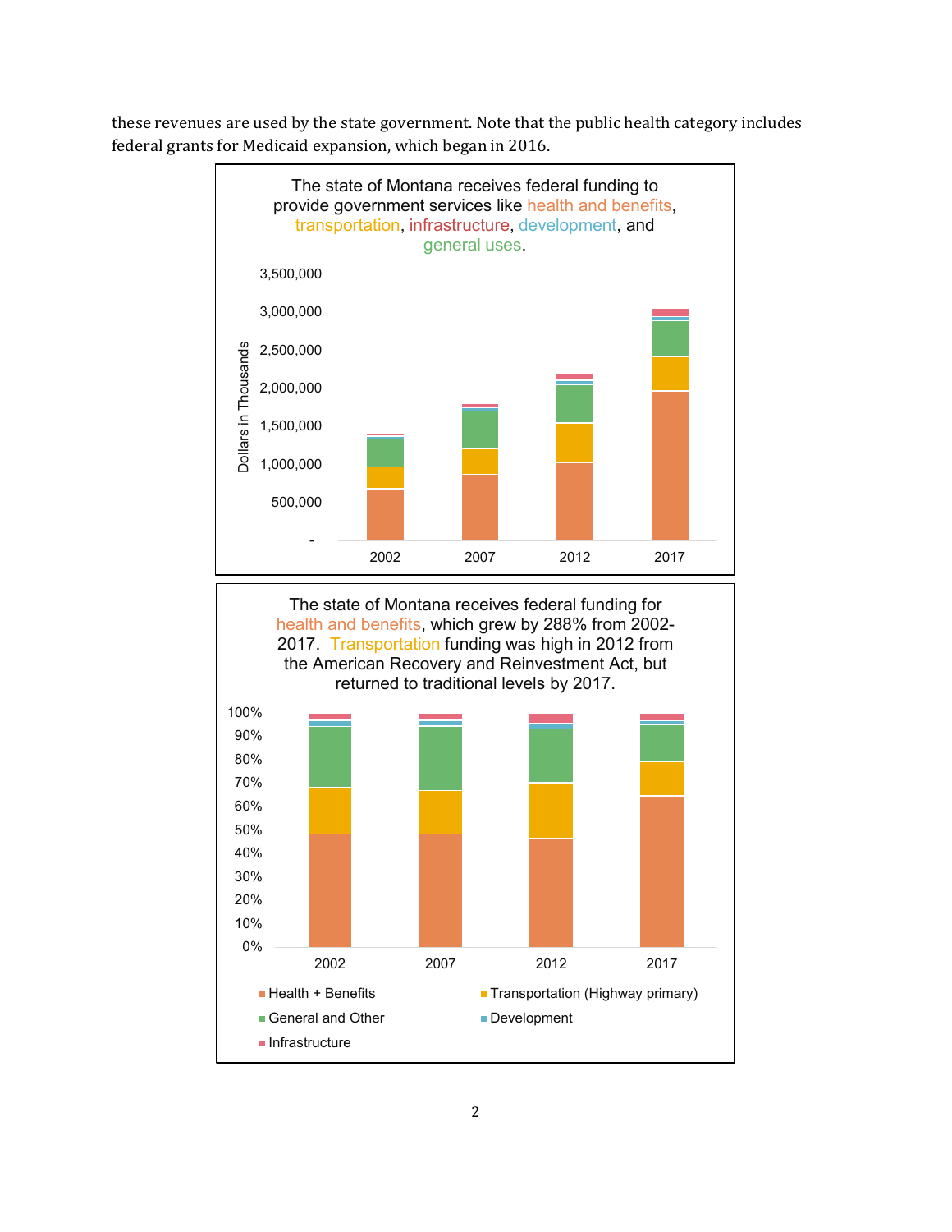these revenues are used by the state government. Note that the public health category includes federal grants for Medicaid expansion, which began in 2016.

The state of Montana receives federal funding to provide government services like health and benefits, transportation, infrastructure, development, and general uses.

The state of Montana receives federal funding for health and benefits, which grew by 288% from 2002-2017. Transportation funding was high in 2012 from the American Recovery and Reinvestment Act, but returned to traditional levels by 2017.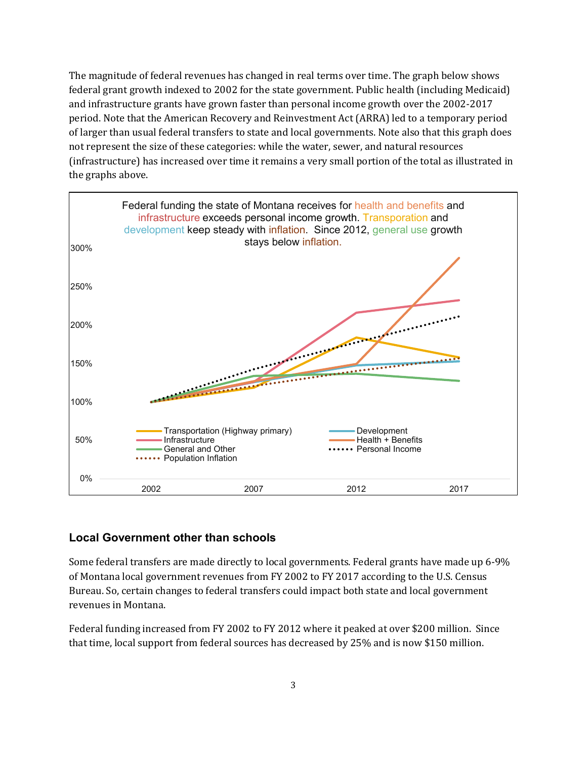The magnitude of federal revenues has changed in real terms over time. The graph below shows federal grant growth indexed to 2002 for the state government. Public health (including Medicaid) and infrastructure grants have grown faster than personal income growth over the 2002-2017 period. Note that the American Recovery and Reinvestment Act (ARRA) led to a temporary period of larger than usual federal transfers to state and local governments. Note also that this graph does not represent the size of these categories: while the water, sewer, and natural resources (infrastructure) has increased over time it remains a very small portion of the total as illustrated in the graphs above.

Federal funding the state of Montana receives for health and benefits and infrastructure exceeds personal income growth. Transporation and development keep steady with inflation. Since 2012, general use growth stays below inflation.

## Local Government other than schools

Some federal transfers are made directly to local governments. Federal grants have made up 6-9% of Montana local government revenues from FY 2002 to FY 2017 according to the U.S. Census Bureau. So, certain changes to federal transfers could impact both state and local government revenues in Montana.

Federal funding increased from FY 2002 to FY 2012 where it peaked at over $200 million. Since that time, local support from federal sources has decreased by 25% and is now $150 million.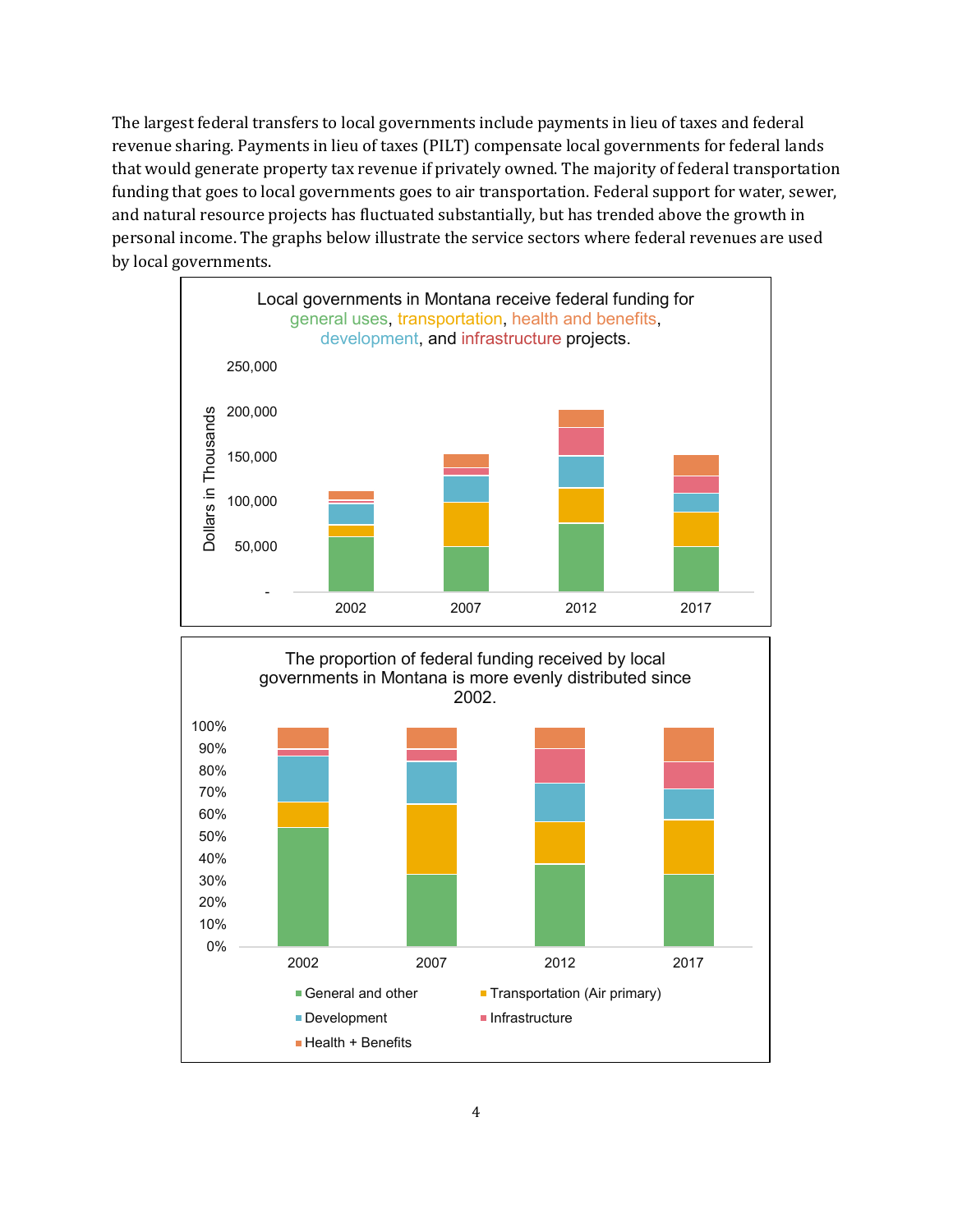The largest federal transfers to local governments include payments in lieu of taxes and federal revenue sharing. Payments in lieu of taxes (PILT) compensate local governments for federal lands that would generate property tax revenue if privately owned. The majority of federal transportation funding that goes to local governments goes to air transportation. Federal support for water, sewer, and natural resource projects has fluctuated substantially, but has trended above the growth in personal income. The graphs below illustrate the service sectors where federal revenues are used by local governments.

Local governments in Montana receive federal funding for general uses, transportation, health and benefits, development, and infrastructure projects.

The proportion of federal funding received by local governments in Montana is more evenly distributed since 2002.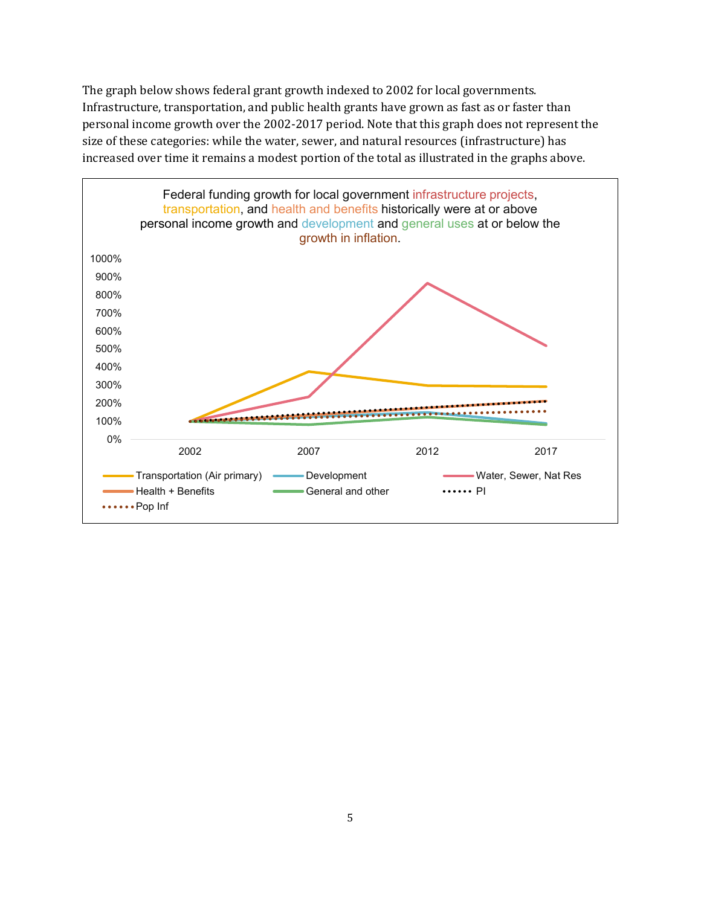The graph below shows federal grant growth indexed to 2002 for local governments. Infrastructure, transportation, and public health grants have grown as fast as or faster than personal income growth over the 2002-2017 period. Note that this graph does not represent the size of these categories: while the water, sewer, and natural resources (infrastructure) has increased over time it remains a modest portion of the total as illustrated in the graphs above.

Federal funding growth for local government infrastructure projects, transportation, and health and benefits historically were at or above personal income growth and development and general uses at or below the growth in inflation.

1000%
900%
800%
700%
600%
500%
400%
300%
200%
100%
0%

2002 2007 2012 2017

Transportation (Air primary) | Development | Water, Sewer, Nat Res | Health + Benefits | General and other | PI | Pop Inf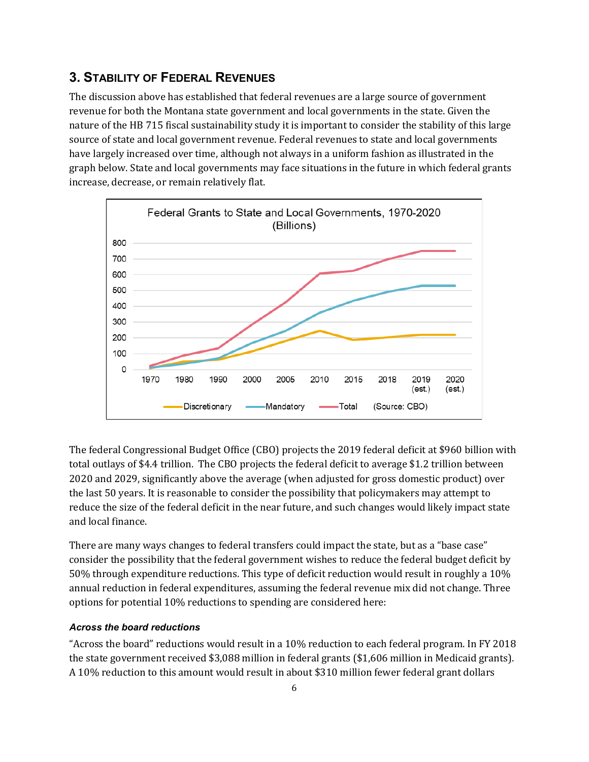## 3. Stability of Federal Revenues

The discussion above has established that federal revenues are a large source of government revenue for both the Montana state government and local governments in the state. Given the nature of the HB 715 fiscal sustainability study it is important to consider the stability of this large source of state and local government revenue. Federal revenues to state and local governments have largely increased over time, although not always in a uniform fashion as illustrated in the graph below. State and local governments may face situations in the future in which federal grants increase, decrease, or remain relatively flat.

The federal Congressional Budget Office (CBO) projects the 2019 federal deficit at $960 billion with total outlays of $4.4 trillion. The CBO projects the federal deficit to average $1.2 trillion between 2020 and 2029, significantly above the average (when adjusted for gross domestic product) over the last 50 years. It is reasonable to consider the possibility that policymakers may attempt to reduce the size of the federal deficit in the near future, and such changes would likely impact state and local finance.

There are many ways changes to federal transfers could impact the state, but as a "base case" consider the possibility that the federal government wishes to reduce the federal budget deficit by 50% through expenditure reductions. This type of deficit reduction would result in roughly a 10% annual reduction in federal expenditures, assuming the federal revenue mix did not change. Three options for potential 10% reductions to spending are considered here:

#### *Across the board reductions*

"Across the board" reductions would result in a 10% reduction to each federal program. In FY 2018 the state government received $3,088 million in federal grants ($1,606 million in Medicaid grants). A 10% reduction to this amount would result in about $310 million fewer federal grant dollars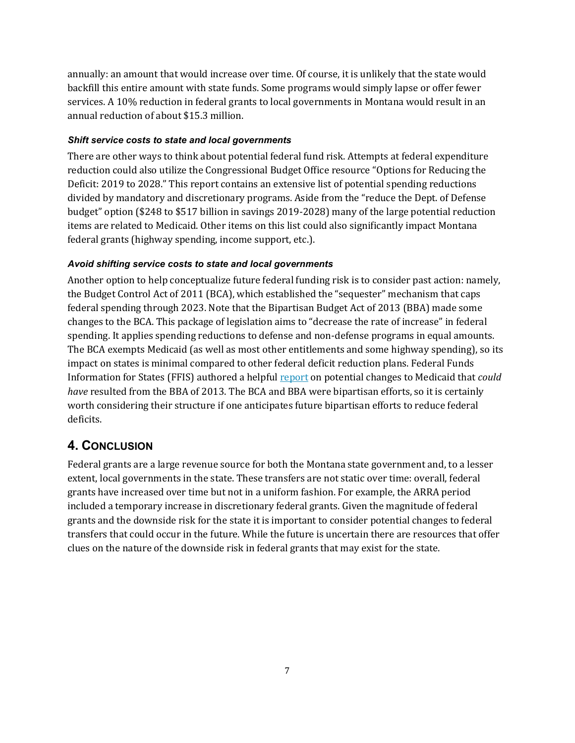annually: an amount that would increase over time. Of course, it is unlikely that the state would backfill this entire amount with state funds. Some programs would simply lapse or offer fewer services. A 10% reduction in federal grants to local governments in Montana would result in an annual reduction of about $15.3 million.

#### *Shift service costs to state and local governments*

There are other ways to think about potential federal fund risk. Attempts at federal expenditure reduction could also utilize the Congressional Budget Office resource "Options for Reducing the Deficit: 2019 to 2028." This report contains an extensive list of potential spending reductions divided by mandatory and discretionary programs. Aside from the "reduce the Dept. of Defense budget" option ($248 to $517 billion in savings 2019-2028) many of the large potential reduction items are related to Medicaid. Other items on this list could also significantly impact Montana federal grants (highway spending, income support, etc.).

#### *Avoid shifting service costs to state and local governments*

Another option to help conceptualize future federal funding risk is to consider past action: namely, the Budget Control Act of 2011 (BCA), which established the "sequester" mechanism that caps federal spending through 2023. Note that the Bipartisan Budget Act of 2013 (BBA) made some changes to the BCA. This package of legislation aims to "decrease the rate of increase" in federal spending. It applies spending reductions to defense and non-defense programs in equal amounts. The BCA exempts Medicaid (as well as most other entitlements and some highway spending), so its impact on states is minimal compared to other federal deficit reduction plans. Federal Funds Information for States (FFIS) authored a helpful report on potential changes to Medicaid that *could have* resulted from the BBA of 2013. The BCA and BBA were bipartisan efforts, so it is certainly worth considering their structure if one anticipates future bipartisan efforts to reduce federal deficits.

## 4. Conclusion

Federal grants are a large revenue source for both the Montana state government and, to a lesser extent, local governments in the state. These transfers are not static over time: overall, federal grants have increased over time but not in a uniform fashion. For example, the ARRA period included a temporary increase in discretionary federal grants. Given the magnitude of federal grants and the downside risk for the state it is important to consider potential changes to federal transfers that could occur in the future. While the future is uncertain there are resources that offer clues on the nature of the downside risk in federal grants that may exist for the state.